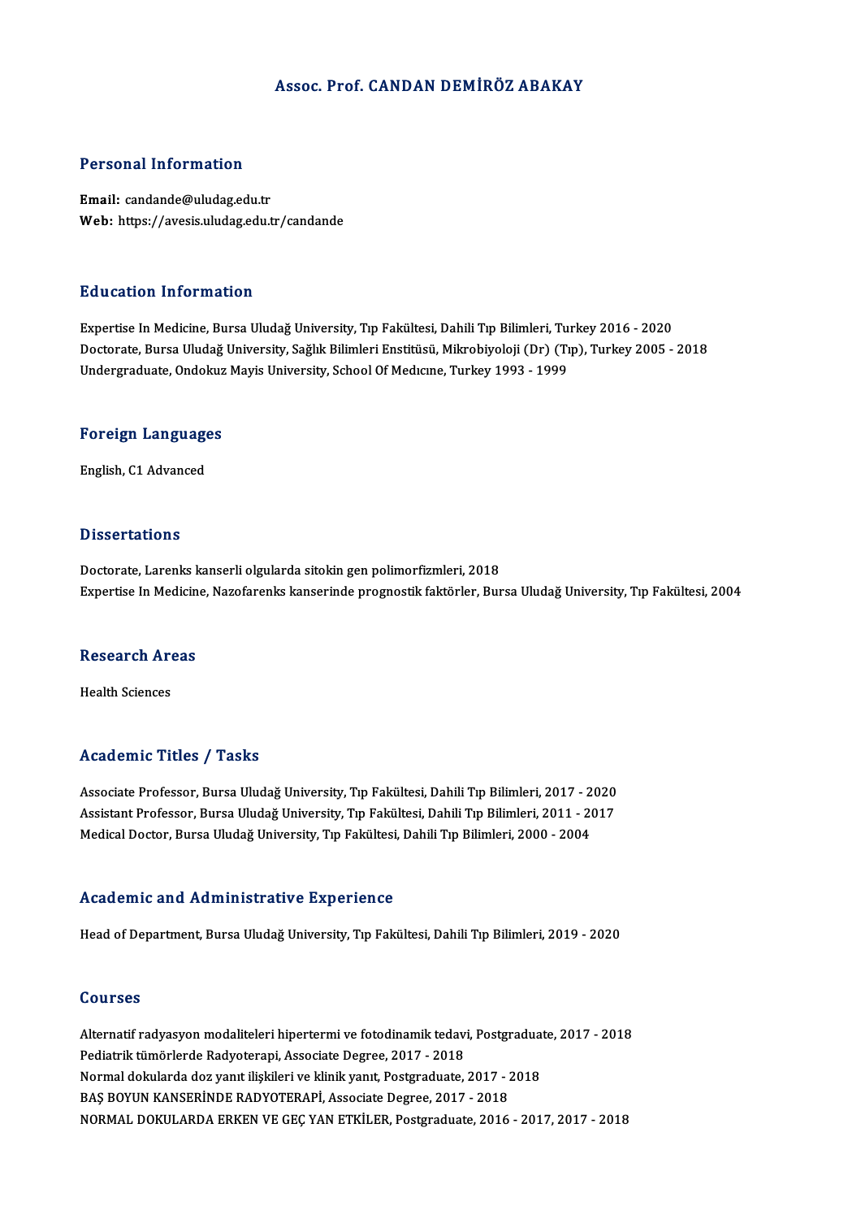# Assoc. Prof. CANDAN DEMİRÖZ ABAKAY

## Personal Information

**Email:** candande@uludag.edu.tr
**Web:** https://avesis.uludag.edu.tr/candande

## Education Information

Expertise In Medicine, Bursa Uludağ University, Tıp Fakültesi, Dahili Tıp Bilimleri, Turkey 2016 - 2020
Doctorate, Bursa Uludağ University, Sağlık Bilimleri Enstitüsü, Mikrobiyoloji (Dr) (Tıp), Turkey 2005 - 2018
Undergraduate, Ondokuz Mayis University, School Of Medıcıne, Turkey 1993 - 1999

## Foreign Languages

English, C1 Advanced

## Dissertations

Doctorate, Larenks kanserli olgularda sitokin gen polimorfizmleri, 2018
Expertise In Medicine, Nazofarenks kanserinde prognostik faktörler, Bursa Uludağ University, Tıp Fakültesi, 2004

## Research Areas

Health Sciences

## Academic Titles / Tasks

Associate Professor, Bursa Uludağ University, Tıp Fakültesi, Dahili Tıp Bilimleri, 2017 - 2020
Assistant Professor, Bursa Uludağ University, Tıp Fakültesi, Dahili Tıp Bilimleri, 2011 - 2017
Medical Doctor, Bursa Uludağ University, Tıp Fakültesi, Dahili Tıp Bilimleri, 2000 - 2004

## Academic and Administrative Experience

Head of Department, Bursa Uludağ University, Tıp Fakültesi, Dahili Tıp Bilimleri, 2019 - 2020

## Courses

Alternatif radyasyon modaliteleri hipertermi ve fotodinamik tedavi, Postgraduate, 2017 - 2018
Pediatrik tümörlerde Radyoterapi, Associate Degree, 2017 - 2018
Normal dokularda doz yanıt ilişkileri ve klinik yanıt, Postgraduate, 2017 - 2018
BAŞ BOYUN KANSERİNDE RADYOTERAPİ, Associate Degree, 2017 - 2018
NORMAL DOKULARDA ERKEN VE GEÇ YAN ETKİLER, Postgraduate, 2016 - 2017, 2017 - 2018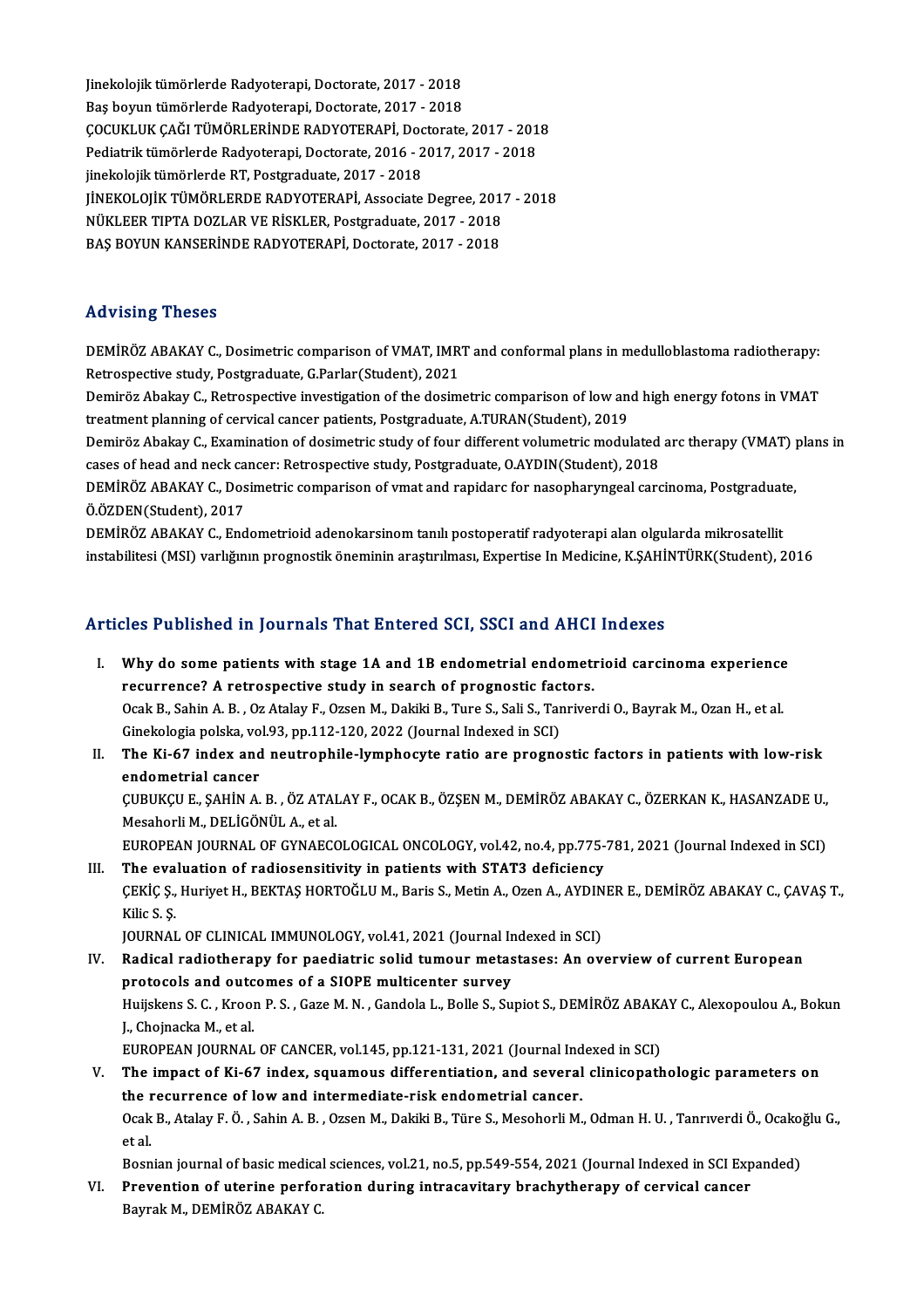Jinekolojik tümörlerde Radyoterapi, Doctorate, 2017 - 2018
Baş boyun tümörlerde Radyoterapi, Doctorate, 2017 - 2018
ÇOCUKLUK ÇAĞI TÜMÖRLERİNDE RADYOTERAPİ, Doctorate, 2017 - 2018
Pediatrik tümörlerde Radyoterapi, Doctorate, 2016 - 2017, 2017 - 2018
jinekolojik tümörlerde RT, Postgraduate, 2017 - 2018
JİNEKOLOJİK TÜMÖRLERDE RADYOTERAPİ, Associate Degree, 2017 - 2018
NÜKLEER TIPTA DOZLAR VE RİSKLER, Postgraduate, 2017 - 2018
BAŞ BOYUN KANSERİNDE RADYOTERAPİ, Doctorate, 2017 - 2018

## Advising Theses

DEMİRÖZ ABAKAY C., Dosimetric comparison of VMAT, IMRT and conformal plans in medulloblastoma radiotherapy: Retrospective study, Postgraduate, G.Parlar(Student), 2021

Demiröz Abakay C., Retrospective investigation of the dosimetric comparison of low and high energy fotons in VMAT treatment planning of cervical cancer patients, Postgraduate, A.TURAN(Student), 2019

Demiröz Abakay C., Examination of dosimetric study of four different volumetric modulated arc therapy (VMAT) plans in cases of head and neck cancer: Retrospective study, Postgraduate, O.AYDIN(Student), 2018

DEMİRÖZ ABAKAY C., Dosimetric comparison of vmat and rapidarc for nasopharyngeal carcinoma, Postgraduate, Ö.ÖZDEN(Student), 2017

DEMİRÖZ ABAKAY C., Endometrioid adenokarsinom tanılı postoperatif radyoterapi alan olgularda mikrosatellit instabilitesi (MSI) varlığının prognostik öneminin araştırılması, Expertise In Medicine, K.ŞAHİNTÜRK(Student), 2016

## Articles Published in Journals That Entered SCI, SSCI and AHCI Indexes

I. **Why do some patients with stage 1A and 1B endometrial endometrioid carcinoma experience recurrence? A retrospective study in search of prognostic factors.**
Ocak B., Sahin A. B. , Oz Atalay F., Ozsen M., Dakiki B., Ture S., Sali S., Tanriverdi O., Bayrak M., Ozan H., et al.
Ginekologia polska, vol.93, pp.112-120, 2022 (Journal Indexed in SCI)

II. **The Ki-67 index and neutrophile-lymphocyte ratio are prognostic factors in patients with low-risk endometrial cancer**
ÇUBUKÇU E., ŞAHİN A. B. , ÖZ ATALAY F., OCAK B., ÖZŞEN M., DEMİRÖZ ABAKAY C., ÖZERKAN K., HASANZADE U., Mesahorli M., DELİGÖNÜL A., et al.
EUROPEAN JOURNAL OF GYNAECOLOGICAL ONCOLOGY, vol.42, no.4, pp.775-781, 2021 (Journal Indexed in SCI)

III. **The evaluation of radiosensitivity in patients with STAT3 deficiency**
ÇEKİÇ Ş., Huriyet H., BEKTAŞ HORTOĞLU M., Baris S., Metin A., Ozen A., AYDINER E., DEMİRÖZ ABAKAY C., ÇAVAŞ T., Kilic S. Ş.
JOURNAL OF CLINICAL IMMUNOLOGY, vol.41, 2021 (Journal Indexed in SCI)

IV. **Radical radiotherapy for paediatric solid tumour metastases: An overview of current European protocols and outcomes of a SIOPE multicenter survey**
Huijskens S. C. , Kroon P. S. , Gaze M. N. , Gandola L., Bolle S., Supiot S., DEMİRÖZ ABAKAY C., Alexopoulou A., Bokun J., Chojnacka M., et al.
EUROPEAN JOURNAL OF CANCER, vol.145, pp.121-131, 2021 (Journal Indexed in SCI)

V. **The impact of Ki-67 index, squamous differentiation, and several clinicopathologic parameters on the recurrence of low and intermediate-risk endometrial cancer.**
Ocak B., Atalay F. Ö. , Sahin A. B. , Ozsen M., Dakiki B., Türe S., Mesohorli M., Odman H. U. , Tanrıverdi Ö., Ocakoğlu G., et al.
Bosnian journal of basic medical sciences, vol.21, no.5, pp.549-554, 2021 (Journal Indexed in SCI Expanded)

VI. **Prevention of uterine perforation during intracavitary brachytherapy of cervical cancer**
Bayrak M., DEMİRÖZ ABAKAY C.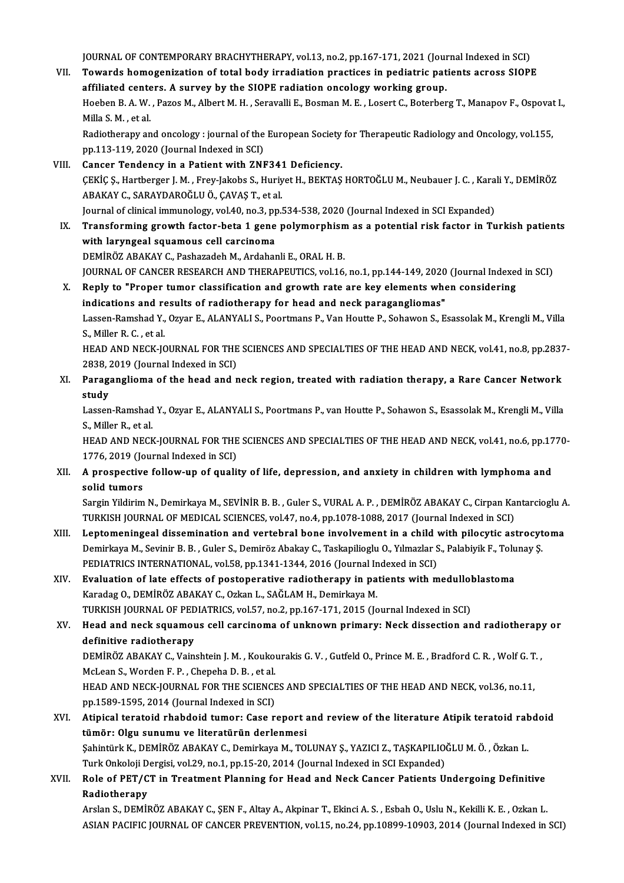JOURNAL OF CONTEMPORARY BRACHYTHERAPY, vol.13, no.2, pp.167-171, 2021 (Journal Indexed in SCI)

VII. **Towards homogenization of total body irradiation practices in pediatric patients across SIOPE affiliated centers. A survey by the SIOPE radiation oncology working group.**
Hoeben B. A. W. , Pazos M., Albert M. H. , Seravalli E., Bosman M. E. , Losert C., Boterberg T., Manapov F., Ospovat I., Milla S. M. , et al.
Radiotherapy and oncology : journal of the European Society for Therapeutic Radiology and Oncology, vol.155, pp.113-119, 2020 (Journal Indexed in SCI)

VIII. **Cancer Tendency in a Patient with ZNF341 Deficiency.**
ÇEKİÇ Ş., Hartberger J. M. , Frey-Jakobs S., Huriyet H., BEKTAŞ HORTOĞLU M., Neubauer J. C. , Karali Y., DEMİRÖZ ABAKAY C., SARAYDAROĞLU Ö., ÇAVAŞ T., et al.
Journal of clinical immunology, vol.40, no.3, pp.534-538, 2020 (Journal Indexed in SCI Expanded)

IX. **Transforming growth factor-beta 1 gene polymorphism as a potential risk factor in Turkish patients with laryngeal squamous cell carcinoma**
DEMİRÖZ ABAKAY C., Pashazadeh M., Ardahanli E., ORAL H. B.
JOURNAL OF CANCER RESEARCH AND THERAPEUTICS, vol.16, no.1, pp.144-149, 2020 (Journal Indexed in SCI)

X. **Reply to "Proper tumor classification and growth rate are key elements when considering indications and results of radiotherapy for head and neck paragangliomas"**
Lassen-Ramshad Y., Ozyar E., ALANYALI S., Poortmans P., Van Houtte P., Sohawon S., Esassolak M., Krengli M., Villa S., Miller R. C. , et al.
HEAD AND NECK-JOURNAL FOR THE SCIENCES AND SPECIALTIES OF THE HEAD AND NECK, vol.41, no.8, pp.2837-2838, 2019 (Journal Indexed in SCI)

XI. **Paraganglioma of the head and neck region, treated with radiation therapy, a Rare Cancer Network study**
Lassen-Ramshad Y., Ozyar E., ALANYALI S., Poortmans P., van Houtte P., Sohawon S., Esassolak M., Krengli M., Villa S., Miller R., et al.
HEAD AND NECK-JOURNAL FOR THE SCIENCES AND SPECIALTIES OF THE HEAD AND NECK, vol.41, no.6, pp.1770-1776, 2019 (Journal Indexed in SCI)

XII. **A prospective follow-up of quality of life, depression, and anxiety in children with lymphoma and solid tumors**
Sargin Yildirim N., Demirkaya M., SEVİNİR B. B. , Guler S., VURAL A. P. , DEMİRÖZ ABAKAY C., Cirpan Kantarcioglu A.
TURKISH JOURNAL OF MEDICAL SCIENCES, vol.47, no.4, pp.1078-1088, 2017 (Journal Indexed in SCI)

XIII. **Leptomeningeal dissemination and vertebral bone involvement in a child with pilocytic astrocytoma**
Demirkaya M., Sevinir B. B. , Guler S., Demiröz Abakay C., Taskapilioglu O., Yılmazlar S., Palabiyik F., Tolunay Ş.
PEDIATRICS INTERNATIONAL, vol.58, pp.1341-1344, 2016 (Journal Indexed in SCI)

XIV. **Evaluation of late effects of postoperative radiotherapy in patients with medulloblastoma**
Karadag O., DEMİRÖZ ABAKAY C., Ozkan L., SAĞLAM H., Demirkaya M.
TURKISH JOURNAL OF PEDIATRICS, vol.57, no.2, pp.167-171, 2015 (Journal Indexed in SCI)

XV. **Head and neck squamous cell carcinoma of unknown primary: Neck dissection and radiotherapy or definitive radiotherapy**
DEMİRÖZ ABAKAY C., Vainshtein J. M. , Koukourakis G. V. , Gutfeld O., Prince M. E. , Bradford C. R. , Wolf G. T. , McLean S., Worden F. P. , Chepeha D. B. , et al.
HEAD AND NECK-JOURNAL FOR THE SCIENCES AND SPECIALTIES OF THE HEAD AND NECK, vol.36, no.11, pp.1589-1595, 2014 (Journal Indexed in SCI)

XVI. **Atipical teratoid rhabdoid tumor: Case report and review of the literature Atipik teratoid rabdoid tümör: Olgu sunumu ve literatürün derlenmesi**
Şahintürk K., DEMİRÖZ ABAKAY C., Demirkaya M., TOLUNAY Ş., YAZICI Z., TAŞKAPILIOĞLU M. Ö. , Özkan L.
Turk Onkoloji Dergisi, vol.29, no.1, pp.15-20, 2014 (Journal Indexed in SCI Expanded)

XVII. **Role of PET/CT in Treatment Planning for Head and Neck Cancer Patients Undergoing Definitive Radiotherapy**
Arslan S., DEMİRÖZ ABAKAY C., ŞEN F., Altay A., Akpinar T., Ekinci A. S. , Esbah O., Uslu N., Kekilli K. E. , Ozkan L.
ASIAN PACIFIC JOURNAL OF CANCER PREVENTION, vol.15, no.24, pp.10899-10903, 2014 (Journal Indexed in SCI)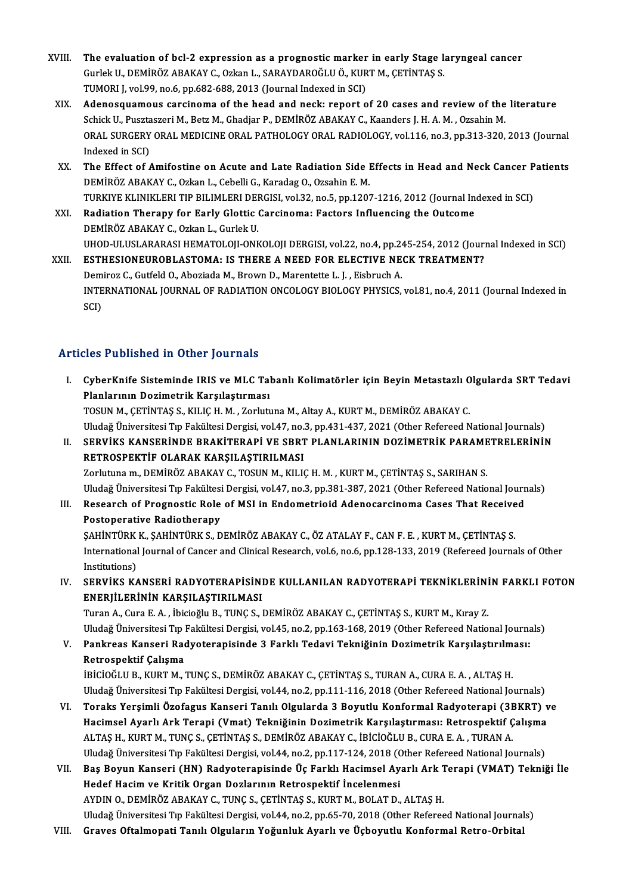XVIII. **The evaluation of bcl-2 expression as a prognostic marker in early Stage laryngeal cancer**
Gurlek U., DEMİRÖZ ABAKAY C., Ozkan L., SARAYDAROĞLU Ö., KURT M., ÇETİNTAŞ S.
TUMORI J, vol.99, no.6, pp.682-688, 2013 (Journal Indexed in SCI)

XIX. **Adenosquamous carcinoma of the head and neck: report of 20 cases and review of the literature**
Schick U., Pusztaszeri M., Betz M., Ghadjar P., DEMİRÖZ ABAKAY C., Kaanders J. H. A. M. , Ozsahin M.
ORAL SURGERY ORAL MEDICINE ORAL PATHOLOGY ORAL RADIOLOGY, vol.116, no.3, pp.313-320, 2013 (Journal Indexed in SCI)

XX. **The Effect of Amifostine on Acute and Late Radiation Side Effects in Head and Neck Cancer Patients**
DEMİRÖZ ABAKAY C., Ozkan L., Cebelli G., Karadag O., Ozsahin E. M.
TURKIYE KLINIKLERI TIP BILIMLERI DERGISI, vol.32, no.5, pp.1207-1216, 2012 (Journal Indexed in SCI)

XXI. **Radiation Therapy for Early Glottic Carcinoma: Factors Influencing the Outcome**
DEMİRÖZ ABAKAY C., Ozkan L., Gurlek U.
UHOD-ULUSLARARASI HEMATOLOJI-ONKOLOJI DERGISI, vol.22, no.4, pp.245-254, 2012 (Journal Indexed in SCI)

XXII. **ESTHESIONEUROBLASTOMA: IS THERE A NEED FOR ELECTIVE NECK TREATMENT?**
Demiroz C., Gutfeld O., Aboziada M., Brown D., Marentette L. J. , Eisbruch A.
INTERNATIONAL JOURNAL OF RADIATION ONCOLOGY BIOLOGY PHYSICS, vol.81, no.4, 2011 (Journal Indexed in SCI)

## Articles Published in Other Journals

I. **CyberKnife Sisteminde IRIS ve MLC Tabanlı Kolimatörler için Beyin Metastazlı Olgularda SRT Tedavi Planlarının Dozimetrik Karşılaştırması**
TOSUN M., ÇETİNTAŞ S., KILIÇ H. M. , Zorlutuna M., Altay A., KURT M., DEMİRÖZ ABAKAY C.
Uludağ Üniversitesi Tıp Fakültesi Dergisi, vol.47, no.3, pp.431-437, 2021 (Other Refereed National Journals)

II. **SERVİKS KANSERİNDE BRAKİTERAPİ VE SBRT PLANLARININ DOZİMETRİK PARAMETRELERİNİN RETROSPEKTİF OLARAK KARŞILAŞTIRILMASI**
Zorlutuna m., DEMİRÖZ ABAKAY C., TOSUN M., KILIÇ H. M. , KURT M., ÇETİNTAŞ S., SARIHAN S.
Uludağ Üniversitesi Tıp Fakültesi Dergisi, vol.47, no.3, pp.381-387, 2021 (Other Refereed National Journals)

III. **Research of Prognostic Role of MSI in Endometrioid Adenocarcinoma Cases That Received Postoperative Radiotherapy**
ŞAHİNTÜRK K., ŞAHİNTÜRK S., DEMİRÖZ ABAKAY C., ÖZ ATALAY F., CAN F. E. , KURT M., ÇETİNTAŞ S.
International Journal of Cancer and Clinical Research, vol.6, no.6, pp.128-133, 2019 (Refereed Journals of Other Institutions)

IV. **SERVİKS KANSERİ RADYOTERAPİSİNDE KULLANILAN RADYOTERAPİ TEKNİKLERİNİN FARKLI FOTON ENERJİLERİNİN KARŞILAŞTIRILMASI**
Turan A., Cura E. A. , İbicioğlu B., TUNÇ S., DEMİRÖZ ABAKAY C., ÇETİNTAŞ S., KURT M., Kıray Z.
Uludağ Üniversitesi Tıp Fakültesi Dergisi, vol.45, no.2, pp.163-168, 2019 (Other Refereed National Journals)

V. **Pankreas Kanseri Radyoterapisinde 3 Farklı Tedavi Tekniğinin Dozimetrik Karşılaştırılması: Retrospektif Çalışma**
İBİCİOĞLU B., KURT M., TUNÇ S., DEMİRÖZ ABAKAY C., ÇETİNTAŞ S., TURAN A., CURA E. A. , ALTAŞ H.
Uludağ Üniversitesi Tıp Fakültesi Dergisi, vol.44, no.2, pp.111-116, 2018 (Other Refereed National Journals)

VI. **Toraks Yerşimli Özofagus Kanseri Tanılı Olgularda 3 Boyutlu Konformal Radyoterapi (3BKRT) ve Hacimsel Ayarlı Ark Terapi (Vmat) Tekniğinin Dozimetrik Karşılaştırması: Retrospektif Çalışma**
ALTAŞ H., KURT M., TUNÇ S., ÇETİNTAŞ S., DEMİRÖZ ABAKAY C., İBİCİOĞLU B., CURA E. A. , TURAN A.
Uludağ Üniversitesi Tıp Fakültesi Dergisi, vol.44, no.2, pp.117-124, 2018 (Other Refereed National Journals)

VII. **Baş Boyun Kanseri (HN) Radyoterapisinde Üç Farklı Hacimsel Ayarlı Ark Terapi (VMAT) Tekniği İle Hedef Hacim ve Kritik Organ Dozlarının Retrospektif İncelenmesi**
AYDIN O., DEMİRÖZ ABAKAY C., TUNÇ S., ÇETİNTAŞ S., KURT M., BOLAT D., ALTAŞ H.
Uludağ Üniversitesi Tıp Fakültesi Dergisi, vol.44, no.2, pp.65-70, 2018 (Other Refereed National Journals)

VIII. **Graves Oftalmopati Tanılı Olguların Yoğunluk Ayarlı ve Üçboyutlu Konformal Retro-Orbital**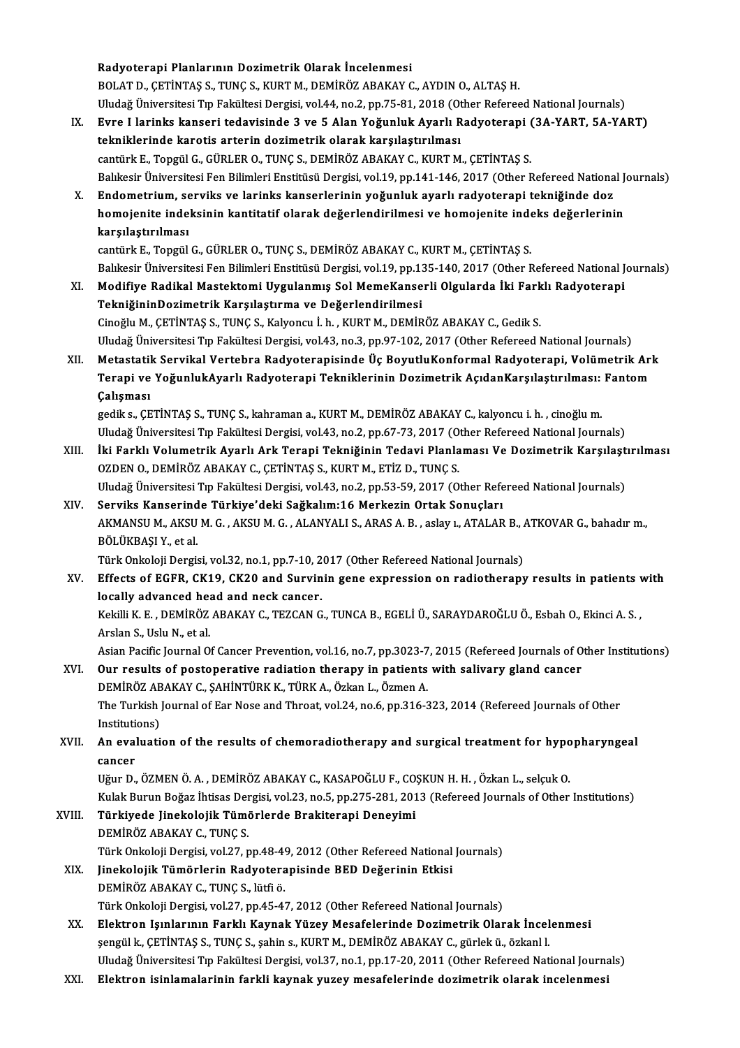Radyoterapi Planlarının Dozimetrik Olarak İncelenmesi
BOLAT D., ÇETİNTAŞ S., TUNÇ S., KURT M., DEMİRÖZ ABAKAY C., AYDIN O., ALTAŞ H.
Uludağ Üniversitesi Tıp Fakültesi Dergisi, vol.44, no.2, pp.75-81, 2018 (Other Refereed National Journals)

IX. **Evre I larinks kanseri tedavisinde 3 ve 5 Alan Yoğunluk Ayarlı Radyoterapi (3A-YART, 5A-YART) tekniklerinde karotis arterin dozimetrik olarak karşılaştırılması**
cantürk E., Topgül G., GÜRLER O., TUNÇ S., DEMİRÖZ ABAKAY C., KURT M., ÇETİNTAŞ S.
Balıkesir Üniversitesi Fen Bilimleri Enstitüsü Dergisi, vol.19, pp.141-146, 2017 (Other Refereed National Journals)

X. **Endometrium, serviks ve larinks kanserlerinin yoğunluk ayarlı radyoterapi tekniğinde doz homojenite indeksinin kantitatif olarak değerlendirilmesi ve homojenite indeks değerlerinin karşılaştırılması**
cantürk E., Topgül G., GÜRLER O., TUNÇ S., DEMİRÖZ ABAKAY C., KURT M., ÇETİNTAŞ S.
Balıkesir Üniversitesi Fen Bilimleri Enstitüsü Dergisi, vol.19, pp.135-140, 2017 (Other Refereed National Journals)

XI. **Modifiye Radikal Mastektomi Uygulanmış Sol MemeKanserli Olgularda İki Farklı Radyoterapi TekniğininDozimetrik Karşılaştırma ve Değerlendirilmesi**
Cinoğlu M., ÇETİNTAŞ S., TUNÇ S., Kalyoncu İ. h. , KURT M., DEMİRÖZ ABAKAY C., Gedik S.
Uludağ Üniversitesi Tıp Fakültesi Dergisi, vol.43, no.3, pp.97-102, 2017 (Other Refereed National Journals)

XII. **Metastatik Servikal Vertebra Radyoterapisinde Üç BoyutluKonformal Radyoterapi, Volümetrik Ark Terapi ve YoğunlukAyarlı Radyoterapi Tekniklerinin Dozimetrik AçıdanKarşılaştırılması: Fantom Çalışması**
gedik s., ÇETİNTAŞ S., TUNÇ S., kahraman a., KURT M., DEMİRÖZ ABAKAY C., kalyoncu i. h. , cinoğlu m.
Uludağ Üniversitesi Tıp Fakültesi Dergisi, vol.43, no.2, pp.67-73, 2017 (Other Refereed National Journals)

XIII. **İki Farklı Volumetrik Ayarlı Ark Terapi Tekniğinin Tedavi Planlaması Ve Dozimetrik Karşılaştırılması**
OZDEN O., DEMİRÖZ ABAKAY C., ÇETİNTAŞ S., KURT M., ETİZ D., TUNÇ S.
Uludağ Üniversitesi Tıp Fakültesi Dergisi, vol.43, no.2, pp.53-59, 2017 (Other Refereed National Journals)

XIV. **Serviks Kanserinde Türkiye'deki Sağkalım:16 Merkezin Ortak Sonuçları**
AKMANSU M., AKSU M. G. , AKSU M. G. , ALANYALI S., ARAS A. B. , aslay ı., ATALAR B., ATKOVAR G., bahadır m., BÖLÜKBAŞI Y., et al.
Türk Onkoloji Dergisi, vol.32, no.1, pp.7-10, 2017 (Other Refereed National Journals)

XV. **Effects of EGFR, CK19, CK20 and Survinin gene expression on radiotherapy results in patients with locally advanced head and neck cancer.**
Kekilli K. E. , DEMİRÖZ ABAKAY C., TEZCAN G., TUNCA B., EGELİ Ü., SARAYDAROĞLU Ö., Esbah O., Ekinci A. S. , Arslan S., Uslu N., et al.
Asian Pacific Journal Of Cancer Prevention, vol.16, no.7, pp.3023-7, 2015 (Refereed Journals of Other Institutions)

XVI. **Our results of postoperative radiation therapy in patients with salivary gland cancer**
DEMİRÖZ ABAKAY C., ŞAHİNTÜRK K., TÜRK A., Özkan L., Özmen A.
The Turkish Journal of Ear Nose and Throat, vol.24, no.6, pp.316-323, 2014 (Refereed Journals of Other Institutions)

XVII. **An evaluation of the results of chemoradiotherapy and surgical treatment for hypopharyngeal cancer**
Uğur D., ÖZMEN Ö. A. , DEMİRÖZ ABAKAY C., KASAPOĞLU F., COŞKUN H. H. , Özkan L., selçuk O.
Kulak Burun Boğaz İhtisas Dergisi, vol.23, no.5, pp.275-281, 2013 (Refereed Journals of Other Institutions)

XVIII. **Türkiyede Jinekolojik Tümörlerde Brakiterapi Deneyimi**
DEMİRÖZ ABAKAY C., TUNÇ S.
Türk Onkoloji Dergisi, vol.27, pp.48-49, 2012 (Other Refereed National Journals)

XIX. **Jinekolojik Tümörlerin Radyoterapisinde BED Değerinin Etkisi**
DEMİRÖZ ABAKAY C., TUNÇ S., lütfi ö.
Türk Onkoloji Dergisi, vol.27, pp.45-47, 2012 (Other Refereed National Journals)

XX. **Elektron Işınlarının Farklı Kaynak Yüzey Mesafelerinde Dozimetrik Olarak İncelenmesi**
şengül k., ÇETİNTAŞ S., TUNÇ S., şahin s., KURT M., DEMİRÖZ ABAKAY C., gürlek ü., özkanl l.
Uludağ Üniversitesi Tıp Fakültesi Dergisi, vol.37, no.1, pp.17-20, 2011 (Other Refereed National Journals)

XXI. **Elektron isinlamalarinin farkli kaynak yuzey mesafelerinde dozimetrik olarak incelenmesi**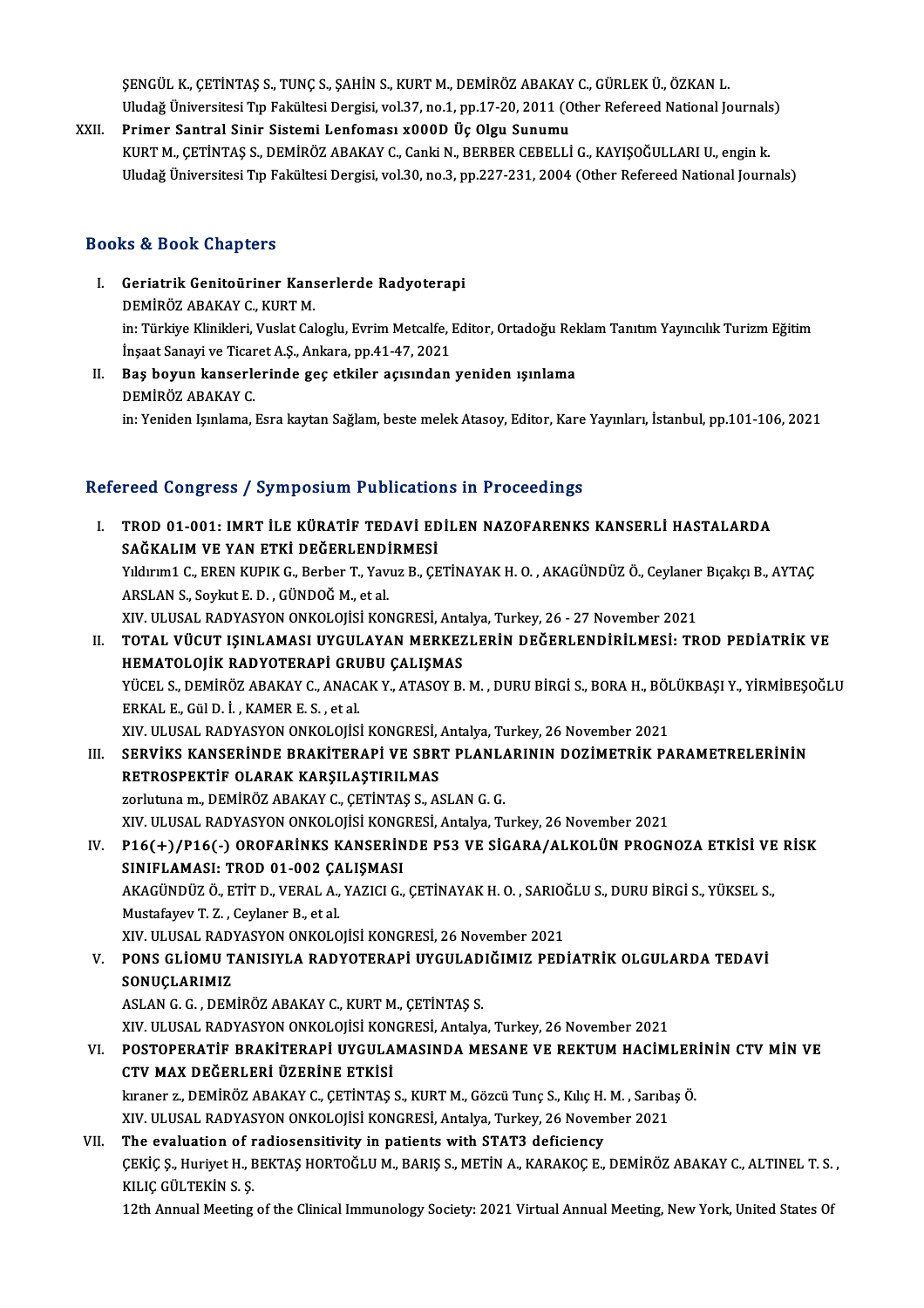ŞENGÜL K., ÇETİNTAŞ S., TUNÇ S., ŞAHİN S., KURT M., DEMİRÖZ ABAKAY C., GÜRLEK Ü., ÖZKAN L.
Uludağ Üniversitesi Tıp Fakültesi Dergisi, vol.37, no.1, pp.17-20, 2011 (Other Refereed National Journals)

XXII. **Primer Santral Sinir Sistemi Lenfoması x000D Üç Olgu Sunumu**
KURT M., ÇETİNTAŞ S., DEMİRÖZ ABAKAY C., Canki N., BERBER CEBELLİ G., KAYIŞOĞULLARI U., engin k.
Uludağ Üniversitesi Tıp Fakültesi Dergisi, vol.30, no.3, pp.227-231, 2004 (Other Refereed National Journals)

## Books & Book Chapters

I. **Geriatrik Genitoüriner Kanserlerde Radyoterapi**
DEMİRÖZ ABAKAY C., KURT M.
in: Türkiye Klinikleri, Vuslat Caloglu, Evrim Metcalfe, Editor, Ortadoğu Reklam Tanıtım Yayıncılık Turizm Eğitim İnşaat Sanayi ve Ticaret A.Ş., Ankara, pp.41-47, 2021

II. **Baş boyun kanserlerinde geç etkiler açısından yeniden ışınlama**
DEMİRÖZ ABAKAY C.
in: Yeniden Işınlama, Esra kaytan Sağlam, beste melek Atasoy, Editor, Kare Yayınları, İstanbul, pp.101-106, 2021

## Refereed Congress / Symposium Publications in Proceedings

I. **TROD 01-001: IMRT İLE KÜRATİF TEDAVİ EDİLEN NAZOFARENKS KANSERLİ HASTALARDA SAĞKALIM VE YAN ETKİ DEĞERLENDİRMESİ**
Yıldırım1 C., EREN KUPIK G., Berber T., Yavuz B., ÇETİNAYAK H. O. , AKAGÜNDÜZ Ö., Ceylaner Bıçakçı B., AYTAÇ ARSLAN S., Soykut E. D. , GÜNDOĞ M., et al.
XIV. ULUSAL RADYASYON ONKOLOJİSİ KONGRESİ, Antalya, Turkey, 26 - 27 November 2021

II. **TOTAL VÜCUT IŞINLAMASI UYGULAYAN MERKEZLERİN DEĞERLENDİRİLMESİ: TROD PEDİATRİK VE HEMATOLOJİK RADYOTERAPİ GRUBU ÇALIŞMAS**
YÜCEL S., DEMİRÖZ ABAKAY C., ANACAK Y., ATASOY B. M. , DURU BİRGİ S., BORA H., BÖLÜKBAŞI Y., YİRMİBEŞOĞLU ERKAL E., Gül D. İ. , KAMER E. S. , et al.
XIV. ULUSAL RADYASYON ONKOLOJİSİ KONGRESİ, Antalya, Turkey, 26 November 2021

III. **SERVİKS KANSERİNDE BRAKİTERAPİ VE SBRT PLANLARININ DOZİMETRİK PARAMETRELERİNİN RETROSPEKTİF OLARAK KARŞILAŞTIRILMAS**
zorlutuna m., DEMİRÖZ ABAKAY C., ÇETİNTAŞ S., ASLAN G. G.
XIV. ULUSAL RADYASYON ONKOLOJİSİ KONGRESİ, Antalya, Turkey, 26 November 2021

IV. **P16(+)/P16(-) OROFARİNKS KANSERİNDE P53 VE SİGARA/ALKOLÜN PROGNOZA ETKİSİ VE RİSK SINIFLAMASI: TROD 01-002 ÇALIŞMASI**
AKAGÜNDÜZ Ö., ETİT D., VERAL A., YAZICI G., ÇETİNAYAK H. O. , SARIOĞLU S., DURU BİRGİ S., YÜKSEL S., Mustafayev T. Z. , Ceylaner B., et al.
XIV. ULUSAL RADYASYON ONKOLOJİSİ KONGRESİ, 26 November 2021

V. **PONS GLİOMU TANISIYLA RADYOTERAPİ UYGULADIĞIMIZ PEDİATRİK OLGULARDA TEDAVİ SONUÇLARIMIZ**
ASLAN G. G. , DEMİRÖZ ABAKAY C., KURT M., ÇETİNTAŞ S.
XIV. ULUSAL RADYASYON ONKOLOJİSİ KONGRESİ, Antalya, Turkey, 26 November 2021

VI. **POSTOPERATİF BRAKİTERAPİ UYGULAMASINDA MESANE VE REKTUM HACİMLERİNİN CTV MİN VE CTV MAX DEĞERLERİ ÜZERİNE ETKİSİ**
kıraner z., DEMİRÖZ ABAKAY C., ÇETİNTAŞ S., KURT M., Gözcü Tunç S., Kılıç H. M. , Sarıbaş Ö.
XIV. ULUSAL RADYASYON ONKOLOJİSİ KONGRESİ, Antalya, Turkey, 26 November 2021

VII. **The evaluation of radiosensitivity in patients with STAT3 deficiency**
ÇEKİÇ Ş., Huriyet H., BEKTAŞ HORTOĞLU M., BARIŞ S., METİN A., KARAKOÇ E., DEMİRÖZ ABAKAY C., ALTINEL T. S. , KILIÇ GÜLTEKİN S. Ş.
12th Annual Meeting of the Clinical Immunology Society: 2021 Virtual Annual Meeting, New York, United States Of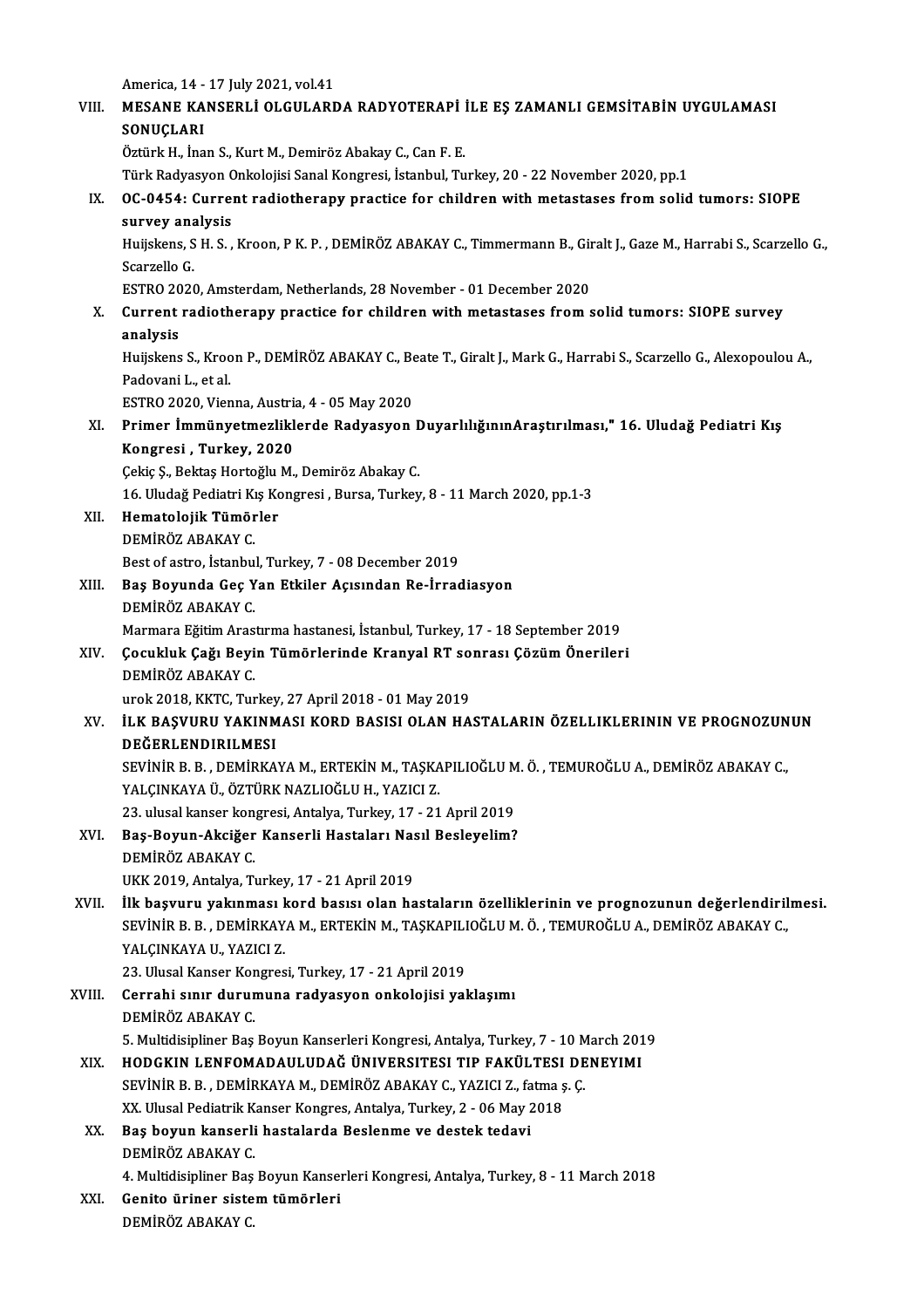America, 14 - 17 July 2021, vol.41

VIII. **MESANE KANSERLİ OLGULARDA RADYOTERAPİ İLE EŞ ZAMANLI GEMSİTABİN UYGULAMASI SONUÇLARI**
Öztürk H., İnan S., Kurt M., Demiröz Abakay C., Can F. E.
Türk Radyasyon Onkolojisi Sanal Kongresi, İstanbul, Turkey, 20 - 22 November 2020, pp.1

IX. **OC-0454: Current radiotherapy practice for children with metastases from solid tumors: SIOPE survey analysis**
Huijskens, S H. S. , Kroon, P K. P. , DEMİRÖZ ABAKAY C., Timmermann B., Giralt J., Gaze M., Harrabi S., Scarzello G., Scarzello G.
ESTRO 2020, Amsterdam, Netherlands, 28 November - 01 December 2020

X. **Current radiotherapy practice for children with metastases from solid tumors: SIOPE survey analysis**
Huijskens S., Kroon P., DEMİRÖZ ABAKAY C., Beate T., Giralt J., Mark G., Harrabi S., Scarzello G., Alexopoulou A., Padovani L., et al.
ESTRO 2020, Vienna, Austria, 4 - 05 May 2020

XI. **Primer İmmünyetmezliklerde Radyasyon DuyarlılığınınAraştırılması," 16. Uludağ Pediatri Kış Kongresi , Turkey, 2020**
Çekiç Ş., Bektaş Hortoğlu M., Demiröz Abakay C.
16. Uludağ Pediatri Kış Kongresi , Bursa, Turkey, 8 - 11 March 2020, pp.1-3

XII. **Hematolojik Tümörler**
DEMİRÖZ ABAKAY C.
Best of astro, İstanbul, Turkey, 7 - 08 December 2019

XIII. **Baş Boyunda Geç Yan Etkiler Açısından Re-İrradiasyon**
DEMİRÖZ ABAKAY C.
Marmara Eğitim Arastırma hastanesi, İstanbul, Turkey, 17 - 18 September 2019

XIV. **Çocukluk Çağı Beyin Tümörlerinde Kranyal RT sonrası Çözüm Önerileri**
DEMİRÖZ ABAKAY C.
urok 2018, KKTC, Turkey, 27 April 2018 - 01 May 2019

XV. **İLK BAŞVURU YAKINMASI KORD BASISI OLAN HASTALARIN ÖZELLIKLERININ VE PROGNOZUNUN DEĞERLENDIRILMESI**
SEVİNİR B. B. , DEMİRKAYA M., ERTEKİN M., TAŞKAPILIOĞLU M. Ö. , TEMUROĞLU A., DEMİRÖZ ABAKAY C., YALÇINKAYA Ü., ÖZTÜRK NAZLIOĞLU H., YAZICI Z.
23. ulusal kanser kongresi, Antalya, Turkey, 17 - 21 April 2019

XVI. **Baş-Boyun-Akciğer Kanserli Hastaları Nasıl Besleyelim?**
DEMİRÖZ ABAKAY C.
UKK 2019, Antalya, Turkey, 17 - 21 April 2019

XVII. **İlk başvuru yakınması kord basısı olan hastaların özelliklerinin ve prognozunun değerlendirilmesi.**
SEVİNİR B. B. , DEMİRKAYA M., ERTEKİN M., TAŞKAPILIOĞLU M. Ö. , TEMUROĞLU A., DEMİRÖZ ABAKAY C., YALÇINKAYA U., YAZICI Z.
23. Ulusal Kanser Kongresi, Turkey, 17 - 21 April 2019

XVIII. **Cerrahi sınır durumuna radyasyon onkolojisi yaklaşımı**
DEMİRÖZ ABAKAY C.
5. Multidisipliner Baş Boyun Kanserleri Kongresi, Antalya, Turkey, 7 - 10 March 2019

XIX. **HODGKIN LENFOMADAULUDAĞ ÜNIVERSITESI TIP FAKÜLTESI DENEYIMI**
SEVİNİR B. B. , DEMİRKAYA M., DEMİRÖZ ABAKAY C., YAZICI Z., fatma ş. Ç.
XX. Ulusal Pediatrik Kanser Kongres, Antalya, Turkey, 2 - 06 May 2018

XX. **Baş boyun kanserli hastalarda Beslenme ve destek tedavi**
DEMİRÖZ ABAKAY C.
4. Multidisipliner Baş Boyun Kanserleri Kongresi, Antalya, Turkey, 8 - 11 March 2018

XXI. **Genito üriner sistem tümörleri**
DEMİRÖZ ABAKAY C.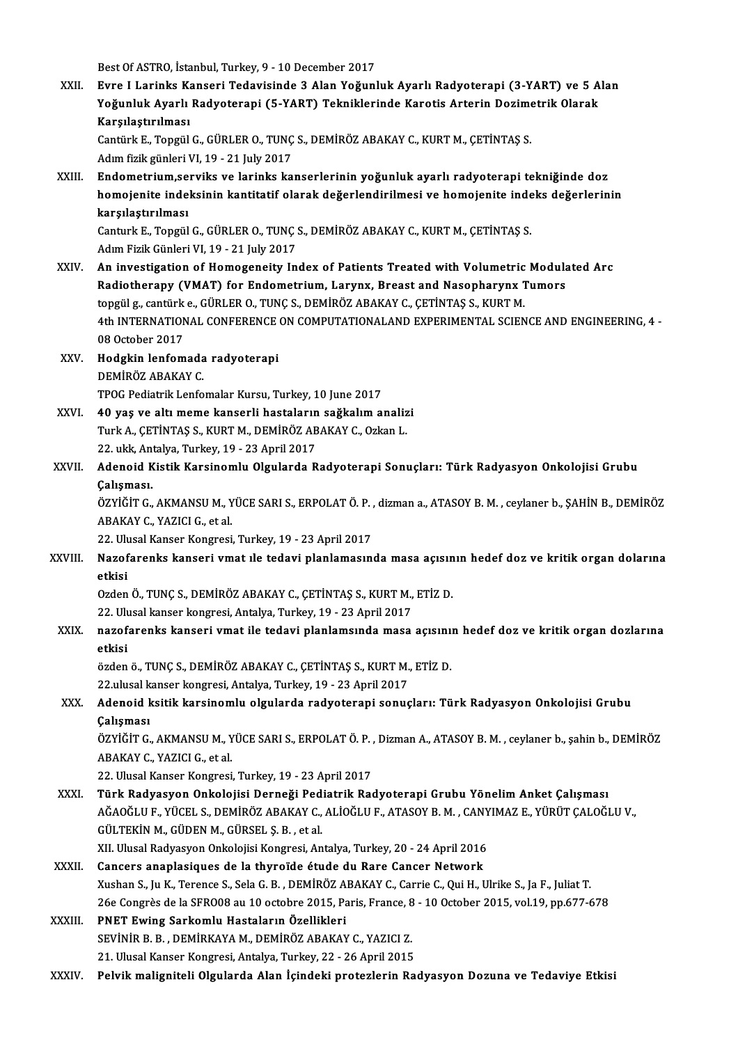Best Of ASTRO, İstanbul, Turkey, 9 - 10 December 2017

XXII. **Evre I Larinks Kanseri Tedavisinde 3 Alan Yoğunluk Ayarlı Radyoterapi (3-YART) ve 5 Alan Yoğunluk Ayarlı Radyoterapi (5-YART) Tekniklerinde Karotis Arterin Dozimetrik Olarak Karşılaştırılması**
Cantürk E., Topgül G., GÜRLER O., TUNÇ S., DEMİRÖZ ABAKAY C., KURT M., ÇETİNTAŞ S.
Adım fizik günleri VI, 19 - 21 July 2017

XXIII. **Endometrium,serviks ve larinks kanserlerinin yoğunluk ayarlı radyoterapi tekniğinde doz homojenite indeksinin kantitatif olarak değerlendirilmesi ve homojenite indeks değerlerinin karşılaştırılması**
Canturk E., Topgül G., GÜRLER O., TUNÇ S., DEMİRÖZ ABAKAY C., KURT M., ÇETİNTAŞ S.
Adım Fizik Günleri VI, 19 - 21 July 2017

XXIV. **An investigation of Homogeneity Index of Patients Treated with Volumetric Modulated Arc Radiotherapy (VMAT) for Endometrium, Larynx, Breast and Nasopharynx Tumors**
topgül g., cantürk e., GÜRLER O., TUNÇ S., DEMİRÖZ ABAKAY C., ÇETİNTAŞ S., KURT M.
4th INTERNATIONAL CONFERENCE ON COMPUTATIONALAND EXPERIMENTAL SCIENCE AND ENGINEERING, 4 - 08 October 2017

XXV. **Hodgkin lenfomada radyoterapi**
DEMİRÖZ ABAKAY C.
TPOG Pediatrik Lenfomalar Kursu, Turkey, 10 June 2017

XXVI. **40 yaş ve altı meme kanserli hastaların sağkalım analizi**
Turk A., ÇETİNTAŞ S., KURT M., DEMİRÖZ ABAKAY C., Ozkan L.
22. ukk, Antalya, Turkey, 19 - 23 April 2017

XXVII. **Adenoid Kistik Karsinomlu Olgularda Radyoterapi Sonuçları: Türk Radyasyon Onkolojisi Grubu Çalışması.**
ÖZYİĞİT G., AKMANSU M., YÜCE SARI S., ERPOLAT Ö. P. , dizman a., ATASOY B. M. , ceylaner b., ŞAHİN B., DEMİRÖZ ABAKAY C., YAZICI G., et al.
22. Ulusal Kanser Kongresi, Turkey, 19 - 23 April 2017

XXVIII. **Nazofarenks kanseri vmat ıle tedavi planlamasında masa açısının hedef doz ve kritik organ dolarına etkisi**
Ozden Ö., TUNÇ S., DEMİRÖZ ABAKAY C., ÇETİNTAŞ S., KURT M., ETİZ D.
22. Ulusal kanser kongresi, Antalya, Turkey, 19 - 23 April 2017

XXIX. **nazofarenks kanseri vmat ile tedavi planlamsında masa açısının hedef doz ve kritik organ dozlarına etkisi**
özden ö., TUNÇ S., DEMİRÖZ ABAKAY C., ÇETİNTAŞ S., KURT M., ETİZ D.
22.ulusal kanser kongresi, Antalya, Turkey, 19 - 23 April 2017

XXX. **Adenoid ksitik karsinomlu olgularda radyoterapi sonuçları: Türk Radyasyon Onkolojisi Grubu Çalışması**
ÖZYİĞİT G., AKMANSU M., YÜCE SARI S., ERPOLAT Ö. P. , Dizman A., ATASOY B. M. , ceylaner b., şahin b., DEMİRÖZ ABAKAY C., YAZICI G., et al.
22. Ulusal Kanser Kongresi, Turkey, 19 - 23 April 2017

XXXI. **Türk Radyasyon Onkolojisi Derneği Pediatrik Radyoterapi Grubu Yönelim Anket Çalışması**
AĞAOĞLU F., YÜCEL S., DEMİRÖZ ABAKAY C., ALİOĞLU F., ATASOY B. M. , CANYIMAZ E., YÜRÜT ÇALOĞLU V., GÜLTEKİN M., GÜDEN M., GÜRSEL Ş. B. , et al.
XII. Ulusal Radyasyon Onkolojisi Kongresi, Antalya, Turkey, 20 - 24 April 2016

XXXII. **Cancers anaplasiques de la thyroïde étude du Rare Cancer Network**
Xushan S., Ju K., Terence S., Sela G. B. , DEMİRÖZ ABAKAY C., Carrie C., Qui H., Ulrike S., Ja F., Juliat T.
26e Congrès de la SFRO08 au 10 octobre 2015, Paris, France, 8 - 10 October 2015, vol.19, pp.677-678

XXXIII. **PNET Ewing Sarkomlu Hastaların Özellikleri**
SEVİNİR B. B. , DEMİRKAYA M., DEMİRÖZ ABAKAY C., YAZICI Z.
21. Ulusal Kanser Kongresi, Antalya, Turkey, 22 - 26 April 2015

XXXIV. **Pelvik maligniteli Olgularda Alan İçindeki protezlerin Radyasyon Dozuna ve Tedaviye Etkisi**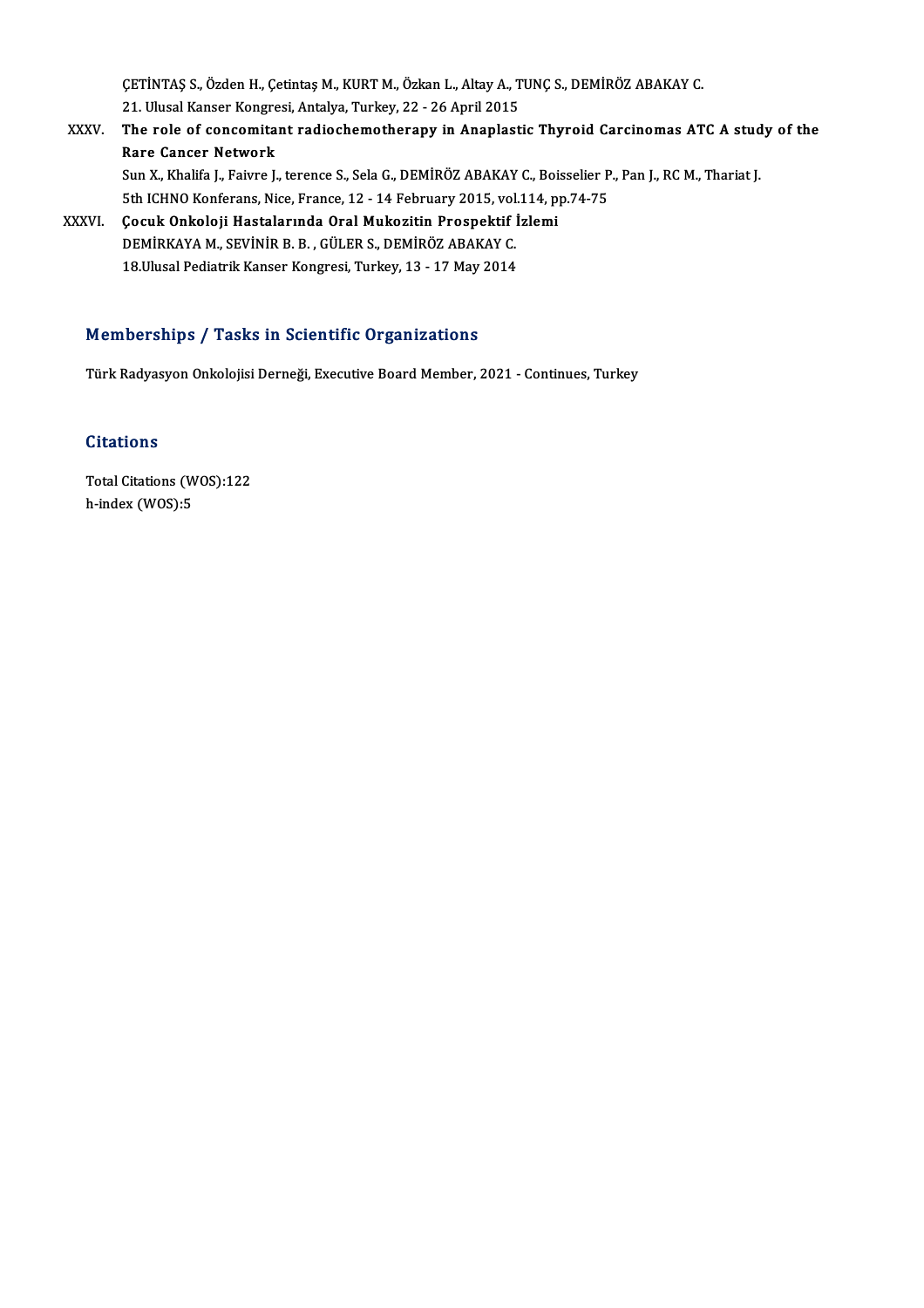ÇETİNTAŞ S., Özden H., Çetintaş M., KURT M., Özkan L., Altay A., TUNÇ S., DEMİRÖZ ABAKAY C.
21. Ulusal Kanser Kongresi, Antalya, Turkey, 22 - 26 April 2015

XXXV. **The role of concomitant radiochemotherapy in Anaplastic Thyroid Carcinomas ATC A study of the Rare Cancer Network**
Sun X., Khalifa J., Faivre J., terence S., Sela G., DEMİRÖZ ABAKAY C., Boisselier P., Pan J., RC M., Thariat J.
5th ICHNO Konferans, Nice, France, 12 - 14 February 2015, vol.114, pp.74-75

XXXVI. **Çocuk Onkoloji Hastalarında Oral Mukozitin Prospektif İzlemi**
DEMİRKAYA M., SEVİNİR B. B. , GÜLER S., DEMİRÖZ ABAKAY C.
18.Ulusal Pediatrik Kanser Kongresi, Turkey, 13 - 17 May 2014

## Memberships / Tasks in Scientific Organizations

Türk Radyasyon Onkolojisi Derneği, Executive Board Member, 2021 - Continues, Turkey

## Citations

Total Citations (WOS):122
h-index (WOS):5